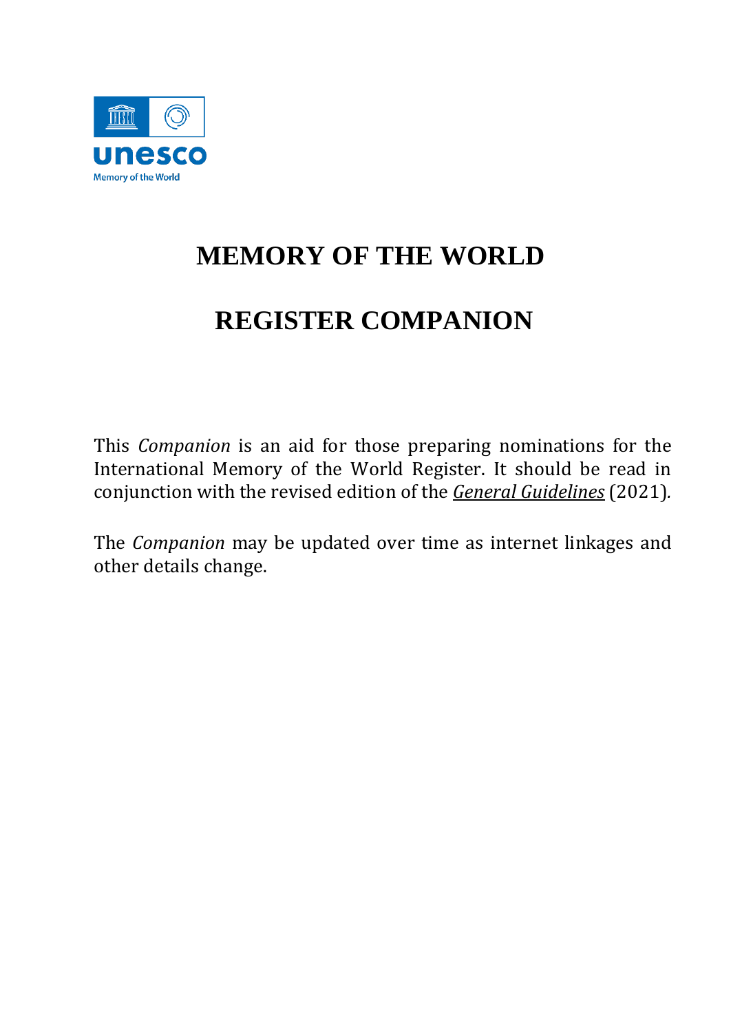# MEMORY OF THE WORLD

# REGISTER COMPANION

This *Companion* is an aid for those preparing nominations for the International Memory of the World Register. It should be read in conjunction with the revised edition of the *General Guidelines* (2021).

The *Companion* may be updated over time as internet linkages and other details change.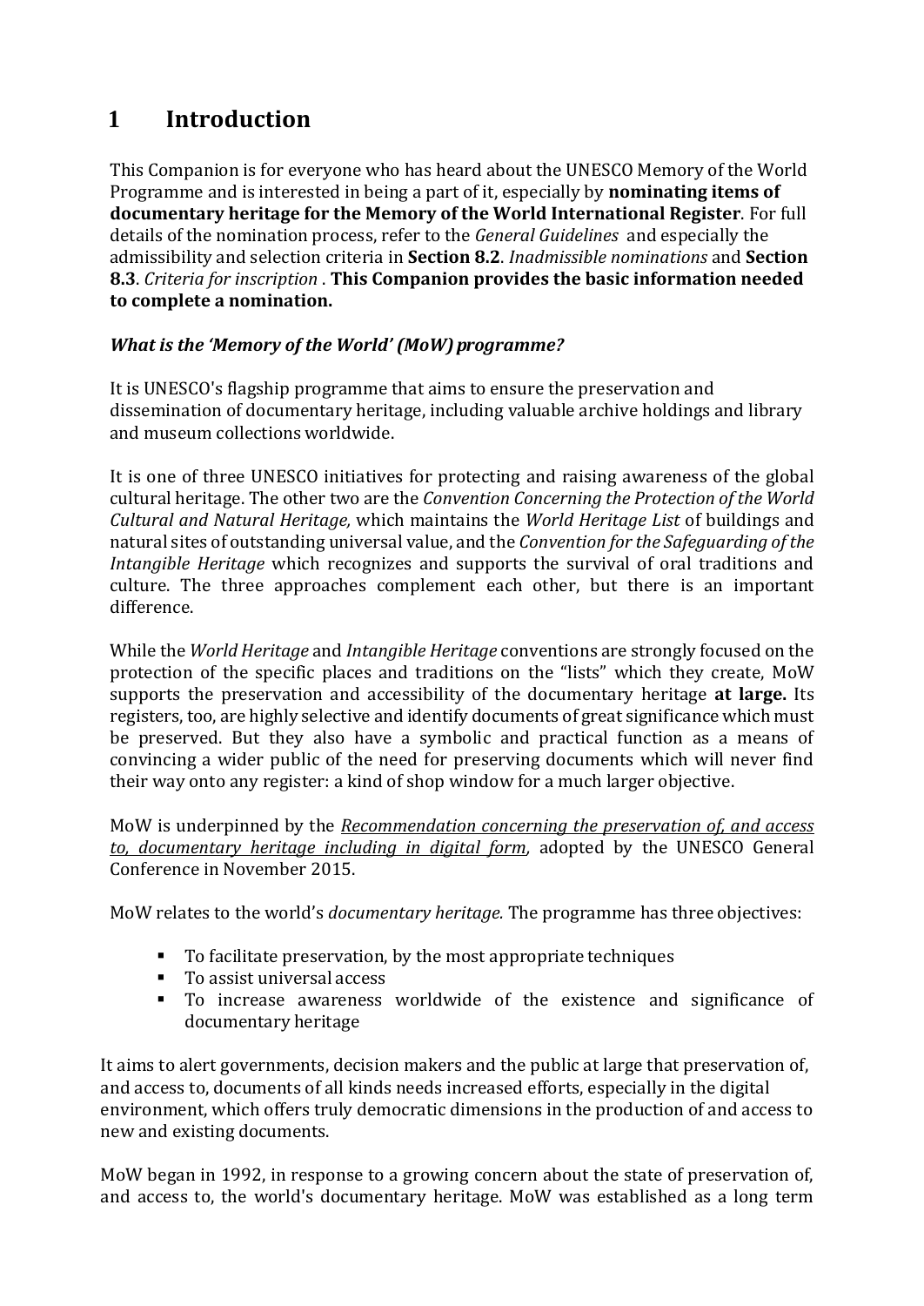# 1 Introduction

This Companion is for everyone who has heard about the UNESCO Memory of the World Programme and is interested in being a part of it, especially by **nominating items of documentary heritage for the Memory of the World International Register**. For full details of the nomination process, refer to the *General Guidelines* and especially the admissibility and selection criteria in **Section 8.2**. *Inadmissible nominations* and **Section 8.3**. *Criteria for inscription* . **This Companion provides the basic information needed to complete a nomination.**

***What is the 'Memory of the World' (MoW) programme?***

It is UNESCO's flagship programme that aims to ensure the preservation and dissemination of documentary heritage, including valuable archive holdings and library and museum collections worldwide.

It is one of three UNESCO initiatives for protecting and raising awareness of the global cultural heritage. The other two are the *Convention Concerning the Protection of the World Cultural and Natural Heritage,* which maintains the *World Heritage List* of buildings and natural sites of outstanding universal value, and the *Convention for the Safeguarding of the Intangible Heritage* which recognizes and supports the survival of oral traditions and culture. The three approaches complement each other, but there is an important difference.

While the *World Heritage* and *Intangible Heritage* conventions are strongly focused on the protection of the specific places and traditions on the "lists" which they create, MoW supports the preservation and accessibility of the documentary heritage **at large.** Its registers, too, are highly selective and identify documents of great significance which must be preserved. But they also have a symbolic and practical function as a means of convincing a wider public of the need for preserving documents which will never find their way onto any register: a kind of shop window for a much larger objective.

MoW is underpinned by the *Recommendation concerning the preservation of, and access to, documentary heritage including in digital form*, adopted by the UNESCO General Conference in November 2015.

MoW relates to the world's *documentary heritage.* The programme has three objectives:

- To facilitate preservation, by the most appropriate techniques
- To assist universal access
- To increase awareness worldwide of the existence and significance of documentary heritage

It aims to alert governments, decision makers and the public at large that preservation of, and access to, documents of all kinds needs increased efforts, especially in the digital environment, which offers truly democratic dimensions in the production of and access to new and existing documents.

MoW began in 1992, in response to a growing concern about the state of preservation of, and access to, the world's documentary heritage. MoW was established as a long term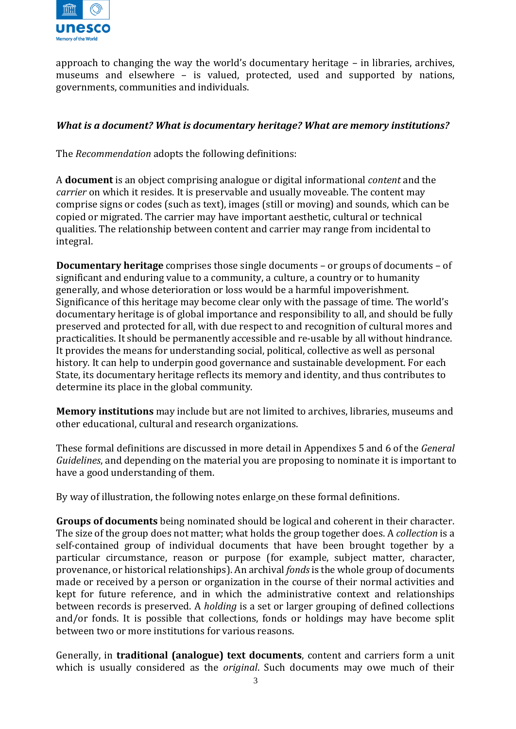approach to changing the way the world's documentary heritage – in libraries, archives, museums and elsewhere – is valued, protected, used and supported by nations, governments, communities and individuals.

### *What is a document? What is documentary heritage? What are memory institutions?*

The *Recommendation* adopts the following definitions:

A **document** is an object comprising analogue or digital informational *content* and the *carrier* on which it resides. It is preservable and usually moveable. The content may comprise signs or codes (such as text), images (still or moving) and sounds, which can be copied or migrated. The carrier may have important aesthetic, cultural or technical qualities. The relationship between content and carrier may range from incidental to integral.

**Documentary heritage** comprises those single documents – or groups of documents – of significant and enduring value to a community, a culture, a country or to humanity generally, and whose deterioration or loss would be a harmful impoverishment. Significance of this heritage may become clear only with the passage of time. The world's documentary heritage is of global importance and responsibility to all, and should be fully preserved and protected for all, with due respect to and recognition of cultural mores and practicalities. It should be permanently accessible and re-usable by all without hindrance. It provides the means for understanding social, political, collective as well as personal history. It can help to underpin good governance and sustainable development. For each State, its documentary heritage reflects its memory and identity, and thus contributes to determine its place in the global community.

**Memory institutions** may include but are not limited to archives, libraries, museums and other educational, cultural and research organizations.

These formal definitions are discussed in more detail in Appendixes 5 and 6 of the *General Guidelines*, and depending on the material you are proposing to nominate it is important to have a good understanding of them.

By way of illustration, the following notes enlarge on these formal definitions.

**Groups of documents** being nominated should be logical and coherent in their character. The size of the group does not matter; what holds the group together does. A *collection* is a self-contained group of individual documents that have been brought together by a particular circumstance, reason or purpose (for example, subject matter, character, provenance, or historical relationships). An archival *fonds* is the whole group of documents made or received by a person or organization in the course of their normal activities and kept for future reference, and in which the administrative context and relationships between records is preserved. A *holding* is a set or larger grouping of defined collections and/or fonds. It is possible that collections, fonds or holdings may have become split between two or more institutions for various reasons.

Generally, in **traditional (analogue) text documents**, content and carriers form a unit which is usually considered as the *original*. Such documents may owe much of their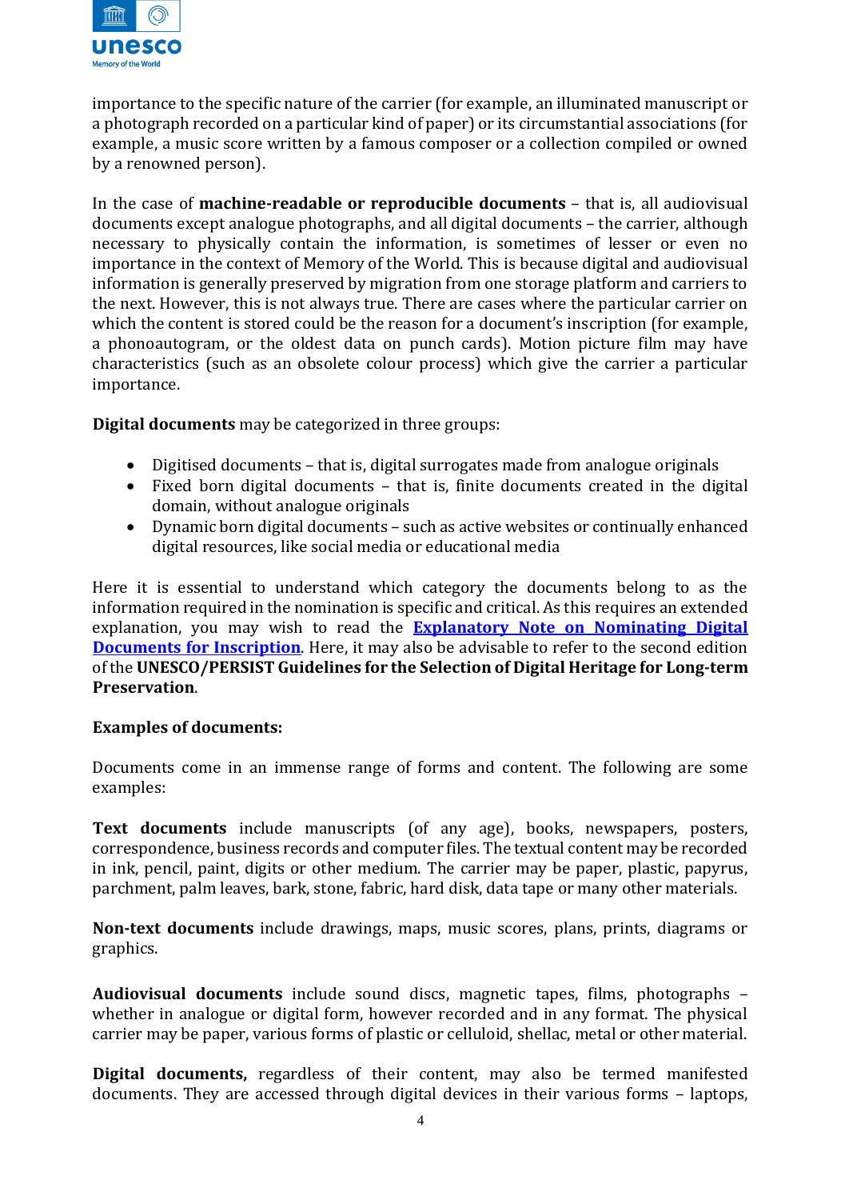importance to the specific nature of the carrier (for example, an illuminated manuscript or a photograph recorded on a particular kind of paper) or its circumstantial associations (for example, a music score written by a famous composer or a collection compiled or owned by a renowned person).

In the case of **machine-readable or reproducible documents** – that is, all audiovisual documents except analogue photographs, and all digital documents – the carrier, although necessary to physically contain the information, is sometimes of lesser or even no importance in the context of Memory of the World. This is because digital and audiovisual information is generally preserved by migration from one storage platform and carriers to the next. However, this is not always true. There are cases where the particular carrier on which the content is stored could be the reason for a document's inscription (for example, a phonoautogram, or the oldest data on punch cards). Motion picture film may have characteristics (such as an obsolete colour process) which give the carrier a particular importance.

**Digital documents** may be categorized in three groups:

- Digitised documents – that is, digital surrogates made from analogue originals
- Fixed born digital documents – that is, finite documents created in the digital domain, without analogue originals
- Dynamic born digital documents – such as active websites or continually enhanced digital resources, like social media or educational media

Here it is essential to understand which category the documents belong to as the information required in the nomination is specific and critical. As this requires an extended explanation, you may wish to read the **Explanatory Note on Nominating Digital Documents for Inscription**. Here, it may also be advisable to refer to the second edition of the **UNESCO/PERSIST Guidelines for the Selection of Digital Heritage for Long-term Preservation**.

**Examples of documents:**

Documents come in an immense range of forms and content. The following are some examples:

**Text documents** include manuscripts (of any age), books, newspapers, posters, correspondence, business records and computer files. The textual content may be recorded in ink, pencil, paint, digits or other medium. The carrier may be paper, plastic, papyrus, parchment, palm leaves, bark, stone, fabric, hard disk, data tape or many other materials.

**Non-text documents** include drawings, maps, music scores, plans, prints, diagrams or graphics.

**Audiovisual documents** include sound discs, magnetic tapes, films, photographs – whether in analogue or digital form, however recorded and in any format. The physical carrier may be paper, various forms of plastic or celluloid, shellac, metal or other material.

**Digital documents,** regardless of their content, may also be termed manifested documents. They are accessed through digital devices in their various forms – laptops,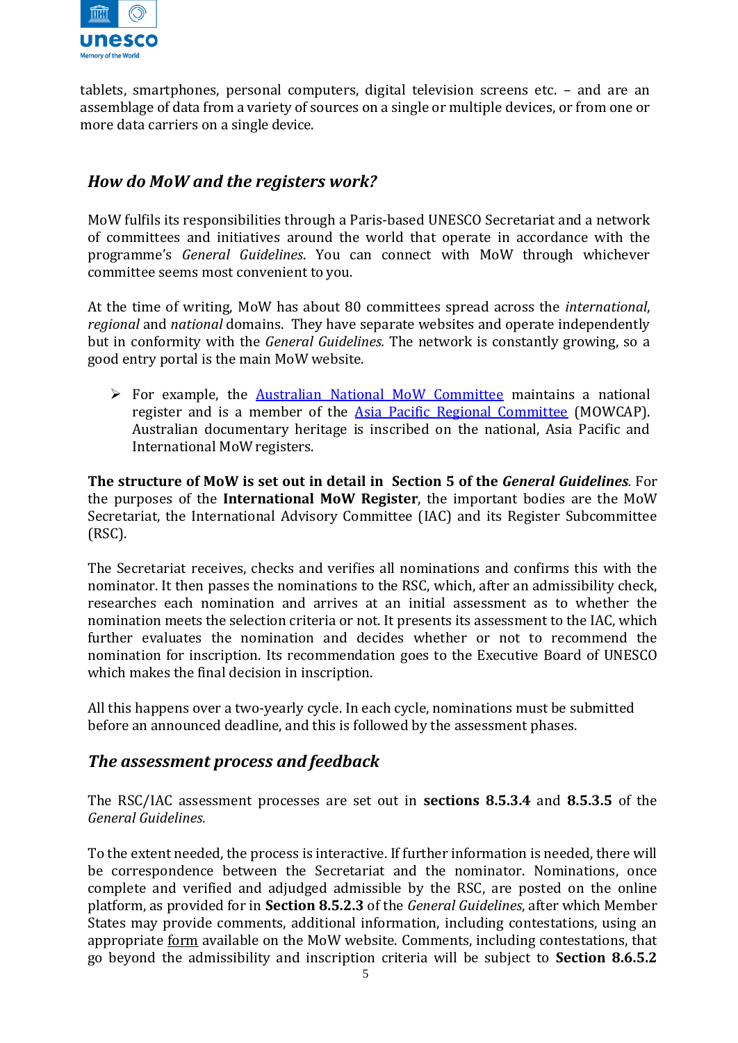tablets, smartphones, personal computers, digital television screens etc. – and are an assemblage of data from a variety of sources on a single or multiple devices, or from one or more data carriers on a single device.

## *How do MoW and the registers work?*

MoW fulfils its responsibilities through a Paris-based UNESCO Secretariat and a network of committees and initiatives around the world that operate in accordance with the programme's *General Guidelines*. You can connect with MoW through whichever committee seems most convenient to you.

At the time of writing, MoW has about 80 committees spread across the *international*, *regional* and *national* domains. They have separate websites and operate independently but in conformity with the *General Guidelines.* The network is constantly growing, so a good entry portal is the main MoW website.

- For example, the Australian National MoW Committee maintains a national register and is a member of the Asia Pacific Regional Committee (MOWCAP). Australian documentary heritage is inscribed on the national, Asia Pacific and International MoW registers.

**The structure of MoW is set out in detail in Section 5 of the *General Guidelines***. For the purposes of the **International MoW Register**, the important bodies are the MoW Secretariat, the International Advisory Committee (IAC) and its Register Subcommittee (RSC).

The Secretariat receives, checks and verifies all nominations and confirms this with the nominator. It then passes the nominations to the RSC, which, after an admissibility check, researches each nomination and arrives at an initial assessment as to whether the nomination meets the selection criteria or not. It presents its assessment to the IAC, which further evaluates the nomination and decides whether or not to recommend the nomination for inscription. Its recommendation goes to the Executive Board of UNESCO which makes the final decision in inscription.

All this happens over a two-yearly cycle. In each cycle, nominations must be submitted before an announced deadline, and this is followed by the assessment phases.

## *The assessment process and feedback*

The RSC/IAC assessment processes are set out in **sections 8.5.3.4** and **8.5.3.5** of the *General Guidelines.*

To the extent needed, the process is interactive. If further information is needed, there will be correspondence between the Secretariat and the nominator. Nominations, once complete and verified and adjudged admissible by the RSC, are posted on the online platform, as provided for in **Section 8.5.2.3** of the *General Guidelines*, after which Member States may provide comments, additional information, including contestations, using an appropriate form available on the MoW website. Comments, including contestations, that go beyond the admissibility and inscription criteria will be subject to **Section 8.6.5.2**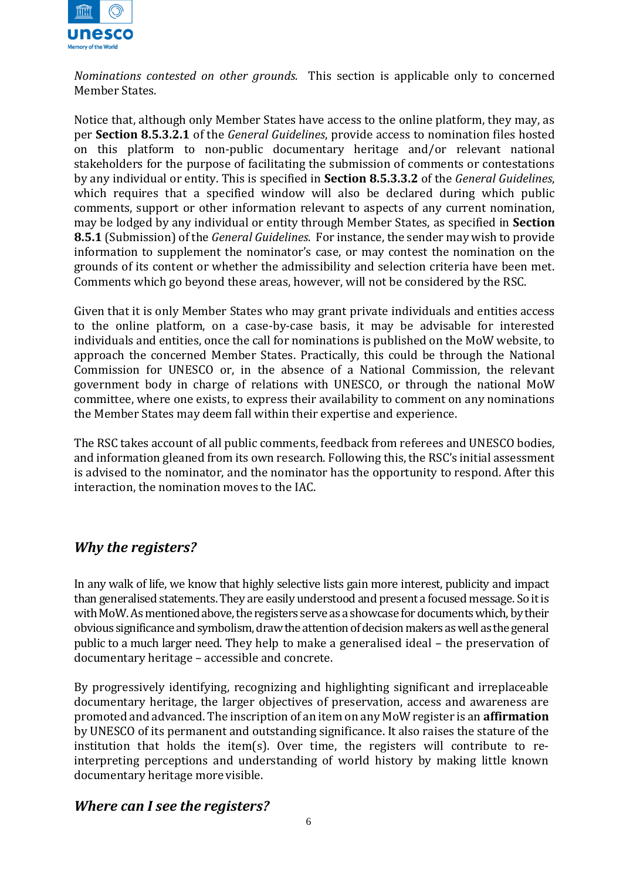*Nominations contested on other grounds.* This section is applicable only to concerned Member States.

Notice that, although only Member States have access to the online platform, they may, as per **Section 8.5.3.2.1** of the *General Guidelines*, provide access to nomination files hosted on this platform to non-public documentary heritage and/or relevant national stakeholders for the purpose of facilitating the submission of comments or contestations by any individual or entity. This is specified in **Section 8.5.3.3.2** of the *General Guidelines*, which requires that a specified window will also be declared during which public comments, support or other information relevant to aspects of any current nomination, may be lodged by any individual or entity through Member States, as specified in **Section 8.5.1** (Submission) of the *General Guidelines*. For instance, the sender may wish to provide information to supplement the nominator's case, or may contest the nomination on the grounds of its content or whether the admissibility and selection criteria have been met. Comments which go beyond these areas, however, will not be considered by the RSC.

Given that it is only Member States who may grant private individuals and entities access to the online platform, on a case-by-case basis, it may be advisable for interested individuals and entities, once the call for nominations is published on the MoW website, to approach the concerned Member States. Practically, this could be through the National Commission for UNESCO or, in the absence of a National Commission, the relevant government body in charge of relations with UNESCO, or through the national MoW committee, where one exists, to express their availability to comment on any nominations the Member States may deem fall within their expertise and experience.

The RSC takes account of all public comments, feedback from referees and UNESCO bodies, and information gleaned from its own research. Following this, the RSC's initial assessment is advised to the nominator, and the nominator has the opportunity to respond. After this interaction, the nomination moves to the IAC.

## *Why the registers?*

In any walk of life, we know that highly selective lists gain more interest, publicity and impact than generalised statements. They are easily understood and present a focused message. So it is with MoW. As mentioned above, the registers serve as a showcase for documents which, by their obvious significance and symbolism, draw the attention of decision makers as well as the general public to a much larger need. They help to make a generalised ideal – the preservation of documentary heritage – accessible and concrete.

By progressively identifying, recognizing and highlighting significant and irreplaceable documentary heritage, the larger objectives of preservation, access and awareness are promoted and advanced. The inscription of an item on any MoW register is an **affirmation** by UNESCO of its permanent and outstanding significance. It also raises the stature of the institution that holds the item(s). Over time, the registers will contribute to re-interpreting perceptions and understanding of world history by making little known documentary heritage more visible.

## *Where can I see the registers?*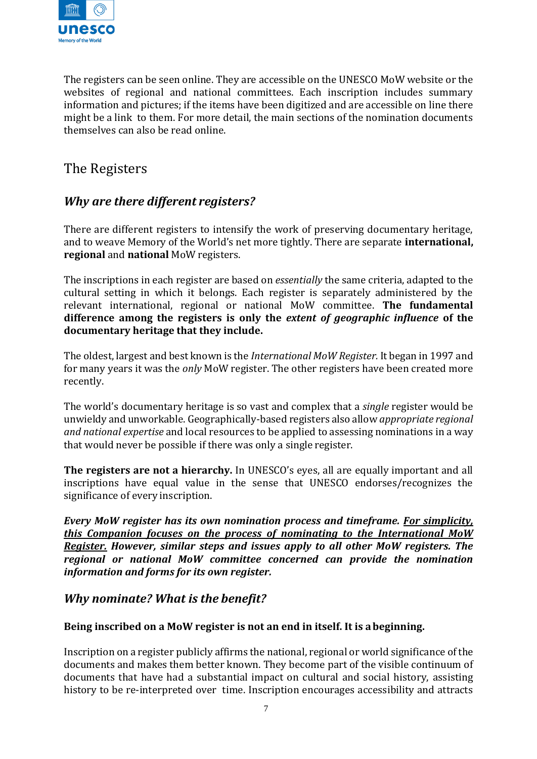The registers can be seen online. They are accessible on the UNESCO MoW website or the websites of regional and national committees. Each inscription includes summary information and pictures; if the items have been digitized and are accessible on line there might be a link to them. For more detail, the main sections of the nomination documents themselves can also be read online.

## The Registers

### *Why are there different registers?*

There are different registers to intensify the work of preserving documentary heritage, and to weave Memory of the World's net more tightly. There are separate **international, regional** and **national** MoW registers.

The inscriptions in each register are based on *essentially* the same criteria, adapted to the cultural setting in which it belongs. Each register is separately administered by the relevant international, regional or national MoW committee. **The fundamental difference among the registers is only the *extent of geographic influence* of the documentary heritage that they include.**

The oldest, largest and best known is the *International MoW Register.* It began in 1997 and for many years it was the *only* MoW register. The other registers have been created more recently.

The world's documentary heritage is so vast and complex that a *single* register would be unwieldy and unworkable. Geographically-based registers also allow *appropriate regional and national expertise* and local resources to be applied to assessing nominations in a way that would never be possible if there was only a single register.

**The registers are not a hierarchy.** In UNESCO's eyes, all are equally important and all inscriptions have equal value in the sense that UNESCO endorses/recognizes the significance of every inscription.

***Every MoW register has its own nomination process and timeframe. <u>For simplicity, this Companion focuses on the process of nominating to the International MoW Register.</u> However, similar steps and issues apply to all other MoW registers. The regional or national MoW committee concerned can provide the nomination information and forms for its own register.***

### *Why nominate? What is the benefit?*

**Being inscribed on a MoW register is not an end in itself. It is a beginning.**

Inscription on a register publicly affirms the national, regional or world significance of the documents and makes them better known. They become part of the visible continuum of documents that have had a substantial impact on cultural and social history, assisting history to be re-interpreted over time. Inscription encourages accessibility and attracts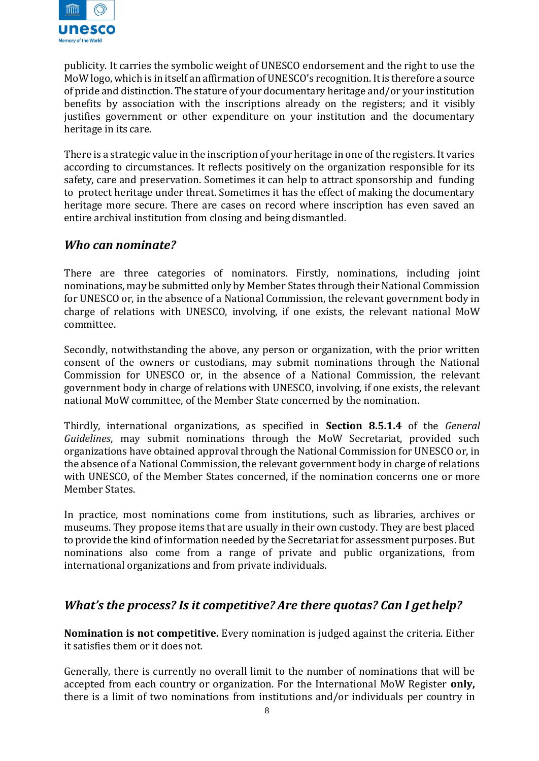publicity. It carries the symbolic weight of UNESCO endorsement and the right to use the MoW logo, which is in itself an affirmation of UNESCO's recognition. It is therefore a source of pride and distinction. The stature of your documentary heritage and/or your institution benefits by association with the inscriptions already on the registers; and it visibly justifies government or other expenditure on your institution and the documentary heritage in its care.

There is a strategic value in the inscription of your heritage in one of the registers. It varies according to circumstances. It reflects positively on the organization responsible for its safety, care and preservation. Sometimes it can help to attract sponsorship and funding to protect heritage under threat. Sometimes it has the effect of making the documentary heritage more secure. There are cases on record where inscription has even saved an entire archival institution from closing and being dismantled.

### *Who can nominate?*

There are three categories of nominators. Firstly, nominations, including joint nominations, may be submitted only by Member States through their National Commission for UNESCO or, in the absence of a National Commission, the relevant government body in charge of relations with UNESCO, involving, if one exists, the relevant national MoW committee.

Secondly, notwithstanding the above, any person or organization, with the prior written consent of the owners or custodians, may submit nominations through the National Commission for UNESCO or, in the absence of a National Commission, the relevant government body in charge of relations with UNESCO, involving, if one exists, the relevant national MoW committee, of the Member State concerned by the nomination.

Thirdly, international organizations, as specified in **Section 8.5.1.4** of the *General Guidelines*, may submit nominations through the MoW Secretariat, provided such organizations have obtained approval through the National Commission for UNESCO or, in the absence of a National Commission, the relevant government body in charge of relations with UNESCO, of the Member States concerned, if the nomination concerns one or more Member States.

In practice, most nominations come from institutions, such as libraries, archives or museums. They propose items that are usually in their own custody. They are best placed to provide the kind of information needed by the Secretariat for assessment purposes. But nominations also come from a range of private and public organizations, from international organizations and from private individuals.

### *What's the process? Is it competitive? Are there quotas? Can I get help?*

**Nomination is not competitive.** Every nomination is judged against the criteria. Either it satisfies them or it does not.

Generally, there is currently no overall limit to the number of nominations that will be accepted from each country or organization. For the International MoW Register **only,** there is a limit of two nominations from institutions and/or individuals per country in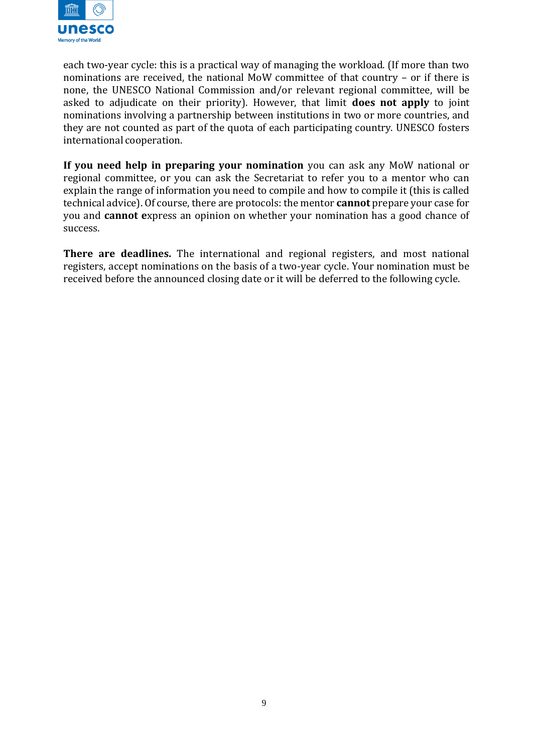each two-year cycle: this is a practical way of managing the workload. (If more than two nominations are received, the national MoW committee of that country – or if there is none, the UNESCO National Commission and/or relevant regional committee, will be asked to adjudicate on their priority). However, that limit **does not apply** to joint nominations involving a partnership between institutions in two or more countries, and they are not counted as part of the quota of each participating country. UNESCO fosters international cooperation.

**If you need help in preparing your nomination** you can ask any MoW national or regional committee, or you can ask the Secretariat to refer you to a mentor who can explain the range of information you need to compile and how to compile it (this is called technical advice). Of course, there are protocols: the mentor **cannot** prepare your case for you and **cannot e**xpress an opinion on whether your nomination has a good chance of success.

**There are deadlines.** The international and regional registers, and most national registers, accept nominations on the basis of a two-year cycle. Your nomination must be received before the announced closing date or it will be deferred to the following cycle.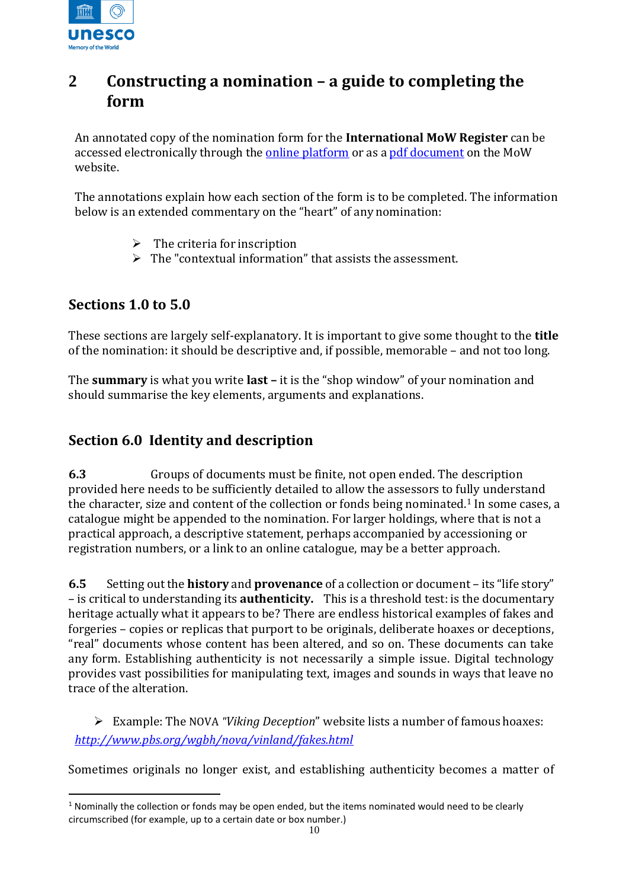## 2 Constructing a nomination – a guide to completing the form

An annotated copy of the nomination form for the **International MoW Register** can be accessed electronically through the online platform or as a pdf document on the MoW website.

The annotations explain how each section of the form is to be completed. The information below is an extended commentary on the "heart" of any nomination:

- The criteria for inscription
- The "contextual information" that assists the assessment.

### Sections 1.0 to 5.0

These sections are largely self-explanatory. It is important to give some thought to the **title** of the nomination: it should be descriptive and, if possible, memorable – and not too long.

The **summary** is what you write **last** – it is the "shop window" of your nomination and should summarise the key elements, arguments and explanations.

### Section 6.0 Identity and description

**6.3** Groups of documents must be finite, not open ended. The description provided here needs to be sufficiently detailed to allow the assessors to fully understand the character, size and content of the collection or fonds being nominated.[1] In some cases, a catalogue might be appended to the nomination. For larger holdings, where that is not a practical approach, a descriptive statement, perhaps accompanied by accessioning or registration numbers, or a link to an online catalogue, may be a better approach.

**6.5** Setting out the **history** and **provenance** of a collection or document – its "life story" – is critical to understanding its **authenticity.** This is a threshold test: is the documentary heritage actually what it appears to be? There are endless historical examples of fakes and forgeries – copies or replicas that purport to be originals, deliberate hoaxes or deceptions, "real" documents whose content has been altered, and so on. These documents can take any form. Establishing authenticity is not necessarily a simple issue. Digital technology provides vast possibilities for manipulating text, images and sounds in ways that leave no trace of the alteration.

- Example: The NOVA *"Viking Deception*" website lists a number of famous hoaxes: *http://www.pbs.org/wgbh/nova/vinland/fakes.html*

Sometimes originals no longer exist, and establishing authenticity becomes a matter of

[1] Nominally the collection or fonds may be open ended, but the items nominated would need to be clearly circumscribed (for example, up to a certain date or box number.)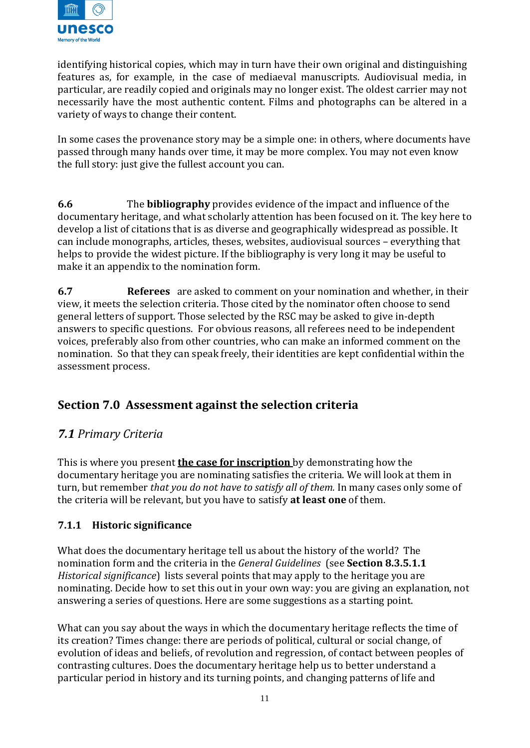identifying historical copies, which may in turn have their own original and distinguishing features as, for example, in the case of mediaeval manuscripts. Audiovisual media, in particular, are readily copied and originals may no longer exist. The oldest carrier may not necessarily have the most authentic content. Films and photographs can be altered in a variety of ways to change their content.

In some cases the provenance story may be a simple one: in others, where documents have passed through many hands over time, it may be more complex. You may not even know the full story: just give the fullest account you can.

**6.6** The **bibliography** provides evidence of the impact and influence of the documentary heritage, and what scholarly attention has been focused on it. The key here to develop a list of citations that is as diverse and geographically widespread as possible. It can include monographs, articles, theses, websites, audiovisual sources – everything that helps to provide the widest picture. If the bibliography is very long it may be useful to make it an appendix to the nomination form.

**6.7** **Referees** are asked to comment on your nomination and whether, in their view, it meets the selection criteria. Those cited by the nominator often choose to send general letters of support. Those selected by the RSC may be asked to give in-depth answers to specific questions. For obvious reasons, all referees need to be independent voices, preferably also from other countries, who can make an informed comment on the nomination. So that they can speak freely, their identities are kept confidential within the assessment process.

## Section 7.0 Assessment against the selection criteria

### *7.1 Primary Criteria*

This is where you present **the case for inscription** by demonstrating how the documentary heritage you are nominating satisfies the criteria. We will look at them in turn, but remember *that you do not have to satisfy all of them.* In many cases only some of the criteria will be relevant, but you have to satisfy **at least one** of them.

#### 7.1.1 Historic significance

What does the documentary heritage tell us about the history of the world? The nomination form and the criteria in the *General Guidelines* (see **Section 8.3.5.1.1** *Historical significance*) lists several points that may apply to the heritage you are nominating. Decide how to set this out in your own way: you are giving an explanation, not answering a series of questions. Here are some suggestions as a starting point.

What can you say about the ways in which the documentary heritage reflects the time of its creation? Times change: there are periods of political, cultural or social change, of evolution of ideas and beliefs, of revolution and regression, of contact between peoples of contrasting cultures. Does the documentary heritage help us to better understand a particular period in history and its turning points, and changing patterns of life and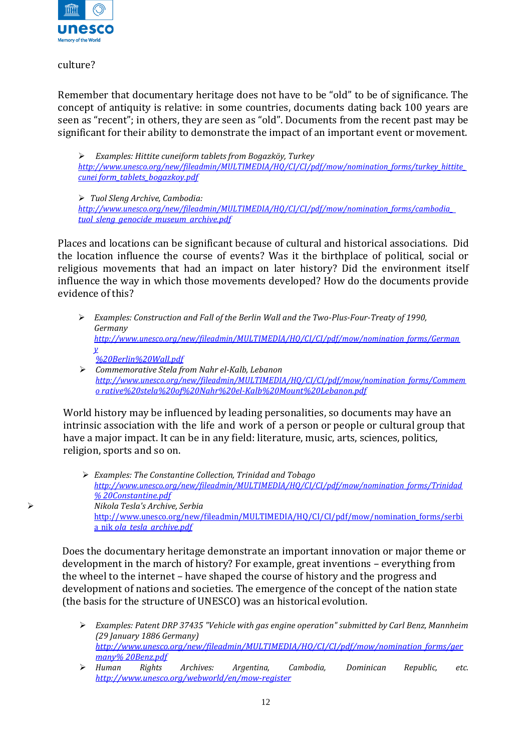culture?

Remember that documentary heritage does not have to be "old" to be of significance. The concept of antiquity is relative: in some countries, documents dating back 100 years are seen as "recent"; in others, they are seen as "old". Documents from the recent past may be significant for their ability to demonstrate the impact of an important event or movement.

- *Examples: Hittite cuneiform tablets from Bogazköy, Turkey*
  [http://www.unesco.org/new/fileadmin/MULTIMEDIA/HQ/CI/CI/pdf/mow/nomination_forms/turkey_hittite_cunei form_tablets_bogazkoy.pdf](http://www.unesco.org/new/fileadmin/MULTIMEDIA/HQ/CI/CI/pdf/mow/nomination_forms/turkey_hittite_cuneiform_tablets_bogazkoy.pdf)

- *Tuol Sleng Archive, Cambodia:*
  [http://www.unesco.org/new/fileadmin/MULTIMEDIA/HQ/CI/CI/pdf/mow/nomination_forms/cambodia_tuol_sleng_genocide_museum_archive.pdf](http://www.unesco.org/new/fileadmin/MULTIMEDIA/HQ/CI/CI/pdf/mow/nomination_forms/cambodia_tuol_sleng_genocide_museum_archive.pdf)

Places and locations can be significant because of cultural and historical associations. Did the location influence the course of events? Was it the birthplace of political, social or religious movements that had an impact on later history? Did the environment itself influence the way in which those movements developed? How do the documents provide evidence of this?

- *Examples: Construction and Fall of the Berlin Wall and the Two-Plus-Four-Treaty of 1990, Germany*
  [http://www.unesco.org/new/fileadmin/MULTIMEDIA/HQ/CI/CI/pdf/mow/nomination_forms/Germany%20Berlin%20Wall.pdf](http://www.unesco.org/new/fileadmin/MULTIMEDIA/HQ/CI/CI/pdf/mow/nomination_forms/Germany%20Berlin%20Wall.pdf)
- *Commemorative Stela from Nahr el-Kalb, Lebanon*
  [http://www.unesco.org/new/fileadmin/MULTIMEDIA/HQ/CI/CI/pdf/mow/nomination_forms/Commemo rative%20stela%20of%20Nahr%20el-Kalb%20Mount%20Lebanon.pdf](http://www.unesco.org/new/fileadmin/MULTIMEDIA/HQ/CI/CI/pdf/mow/nomination_forms/Commemorative%20stela%20of%20Nahr%20el-Kalb%20Mount%20Lebanon.pdf)

World history may be influenced by leading personalities, so documents may have an intrinsic association with the life and work of a person or people or cultural group that have a major impact. It can be in any field: literature, music, arts, sciences, politics, religion, sports and so on.

- *Examples: The Constantine Collection, Trinidad and Tobago*
  [http://www.unesco.org/new/fileadmin/MULTIMEDIA/HQ/CI/CI/pdf/mow/nomination_forms/Trinidad% 20Constantine.pdf](http://www.unesco.org/new/fileadmin/MULTIMEDIA/HQ/CI/CI/pdf/mow/nomination_forms/Trinidad%20Constantine.pdf)
- *Nikola Tesla's Archive, Serbia*
  [http://www.unesco.org/new/fileadmin/MULTIMEDIA/HQ/CI/CI/pdf/mow/nomination_forms/serbia nik ola tesla archive.pdf](http://www.unesco.org/new/fileadmin/MULTIMEDIA/HQ/CI/CI/pdf/mow/nomination_forms/serbia_nikola_tesla_archive.pdf)

Does the documentary heritage demonstrate an important innovation or major theme or development in the march of history? For example, great inventions – everything from the wheel to the internet – have shaped the course of history and the progress and development of nations and societies. The emergence of the concept of the nation state (the basis for the structure of UNESCO) was an historical evolution.

- *Examples: Patent DRP 37435 "Vehicle with gas engine operation" submitted by Carl Benz, Mannheim (29 January 1886 Germany)*
  [http://www.unesco.org/new/fileadmin/MULTIMEDIA/HQ/CI/CI/pdf/mow/nomination_forms/germany% 20Benz.pdf](http://www.unesco.org/new/fileadmin/MULTIMEDIA/HQ/CI/CI/pdf/mow/nomination_forms/germany%20Benz.pdf)
- *Human Rights Archives: Argentina, Cambodia, Dominican Republic, etc.*
  [http://www.unesco.org/webworld/en/mow-register](http://www.unesco.org/webworld/en/mow-register)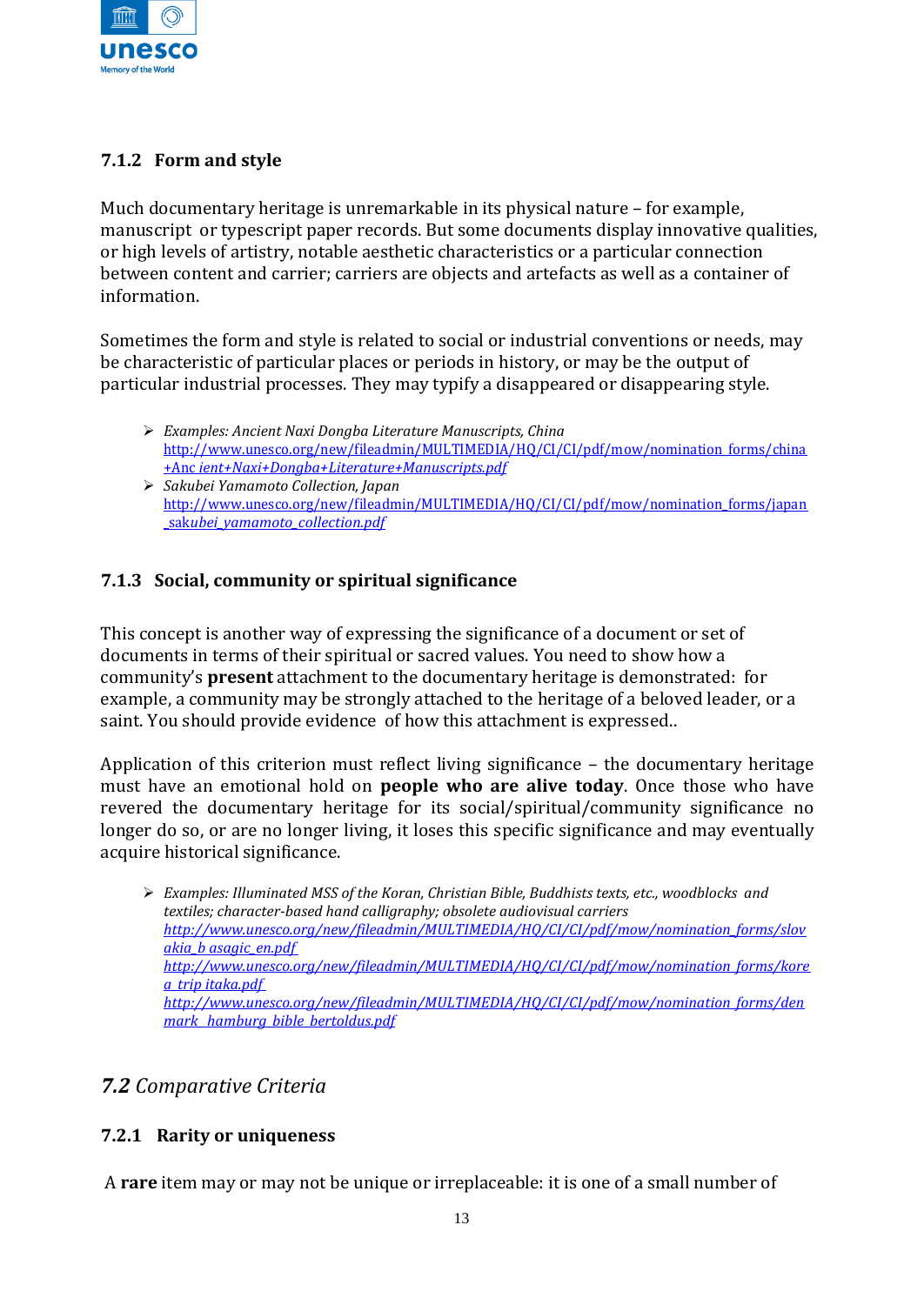### 7.1.2 Form and style

Much documentary heritage is unremarkable in its physical nature – for example, manuscript or typescript paper records. But some documents display innovative qualities, or high levels of artistry, notable aesthetic characteristics or a particular connection between content and carrier; carriers are objects and artefacts as well as a container of information.

Sometimes the form and style is related to social or industrial conventions or needs, may be characteristic of particular places or periods in history, or may be the output of particular industrial processes. They may typify a disappeared or disappearing style.

- *Examples: Ancient Naxi Dongba Literature Manuscripts, China* http://www.unesco.org/new/fileadmin/MULTIMEDIA/HQ/CI/CI/pdf/mow/nomination_forms/china+Anc ient+Naxi+Dongba+Literature+Manuscripts.pdf
- *Sakubei Yamamoto Collection, Japan* http://www.unesco.org/new/fileadmin/MULTIMEDIA/HQ/CI/CI/pdf/mow/nomination_forms/japan_sakubei_yamamoto_collection.pdf

### 7.1.3 Social, community or spiritual significance

This concept is another way of expressing the significance of a document or set of documents in terms of their spiritual or sacred values. You need to show how a community's **present** attachment to the documentary heritage is demonstrated: for example, a community may be strongly attached to the heritage of a beloved leader, or a saint. You should provide evidence of how this attachment is expressed..

Application of this criterion must reflect living significance – the documentary heritage must have an emotional hold on **people who are alive today**. Once those who have revered the documentary heritage for its social/spiritual/community significance no longer do so, or are no longer living, it loses this specific significance and may eventually acquire historical significance.

- *Examples: Illuminated MSS of the Koran, Christian Bible, Buddhists texts, etc., woodblocks and textiles; character-based hand calligraphy; obsolete audiovisual carriers*
  *http://www.unesco.org/new/fileadmin/MULTIMEDIA/HQ/CI/CI/pdf/mow/nomination_forms/slovakia_b asagic_en.pdf*
  *http://www.unesco.org/new/fileadmin/MULTIMEDIA/HQ/CI/CI/pdf/mow/nomination_forms/korea_trip itaka.pdf*
  *http://www.unesco.org/new/fileadmin/MULTIMEDIA/HQ/CI/CI/pdf/mow/nomination_forms/denmark_hamburg_bible_bertoldus.pdf*

## *7.2 Comparative Criteria*

### 7.2.1 Rarity or uniqueness

A **rare** item may or may not be unique or irreplaceable: it is one of a small number of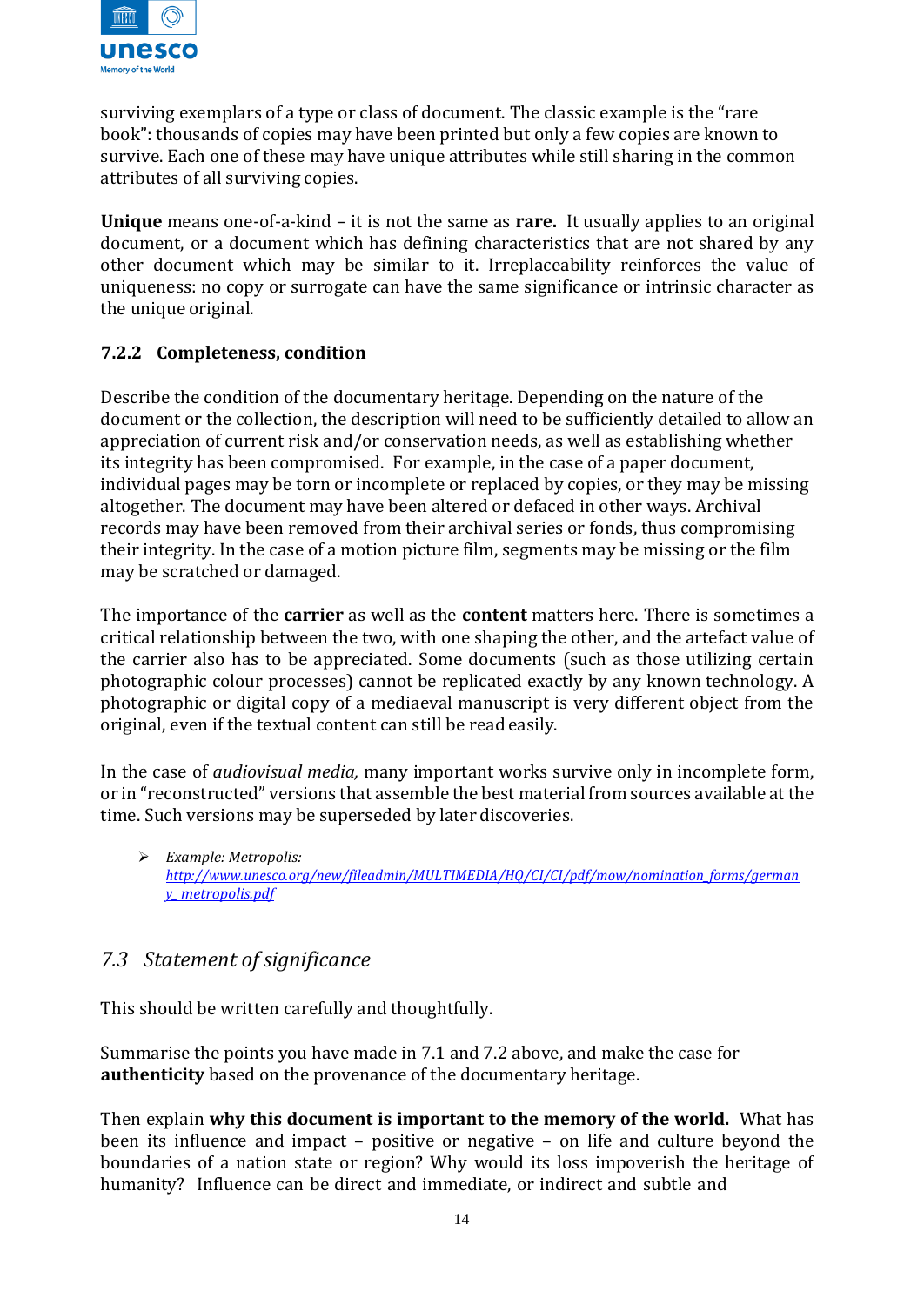surviving exemplars of a type or class of document. The classic example is the "rare book": thousands of copies may have been printed but only a few copies are known to survive. Each one of these may have unique attributes while still sharing in the common attributes of all surviving copies.

**Unique** means one-of-a-kind – it is not the same as **rare.** It usually applies to an original document, or a document which has defining characteristics that are not shared by any other document which may be similar to it. Irreplaceability reinforces the value of uniqueness: no copy or surrogate can have the same significance or intrinsic character as the unique original.

### 7.2.2 Completeness, condition

Describe the condition of the documentary heritage. Depending on the nature of the document or the collection, the description will need to be sufficiently detailed to allow an appreciation of current risk and/or conservation needs, as well as establishing whether its integrity has been compromised. For example, in the case of a paper document, individual pages may be torn or incomplete or replaced by copies, or they may be missing altogether. The document may have been altered or defaced in other ways. Archival records may have been removed from their archival series or fonds, thus compromising their integrity. In the case of a motion picture film, segments may be missing or the film may be scratched or damaged.

The importance of the **carrier** as well as the **content** matters here. There is sometimes a critical relationship between the two, with one shaping the other, and the artefact value of the carrier also has to be appreciated. Some documents (such as those utilizing certain photographic colour processes) cannot be replicated exactly by any known technology. A photographic or digital copy of a mediaeval manuscript is very different object from the original, even if the textual content can still be read easily.

In the case of *audiovisual media,* many important works survive only in incomplete form, or in "reconstructed" versions that assemble the best material from sources available at the time. Such versions may be superseded by later discoveries.

- *Example: Metropolis:* *http://www.unesco.org/new/fileadmin/MULTIMEDIA/HQ/CI/CI/pdf/mow/nomination_forms/germany_metropolis.pdf*

## *7.3 Statement of significance*

This should be written carefully and thoughtfully.

Summarise the points you have made in 7.1 and 7.2 above, and make the case for **authenticity** based on the provenance of the documentary heritage.

Then explain **why this document is important to the memory of the world.** What has been its influence and impact – positive or negative – on life and culture beyond the boundaries of a nation state or region? Why would its loss impoverish the heritage of humanity? Influence can be direct and immediate, or indirect and subtle and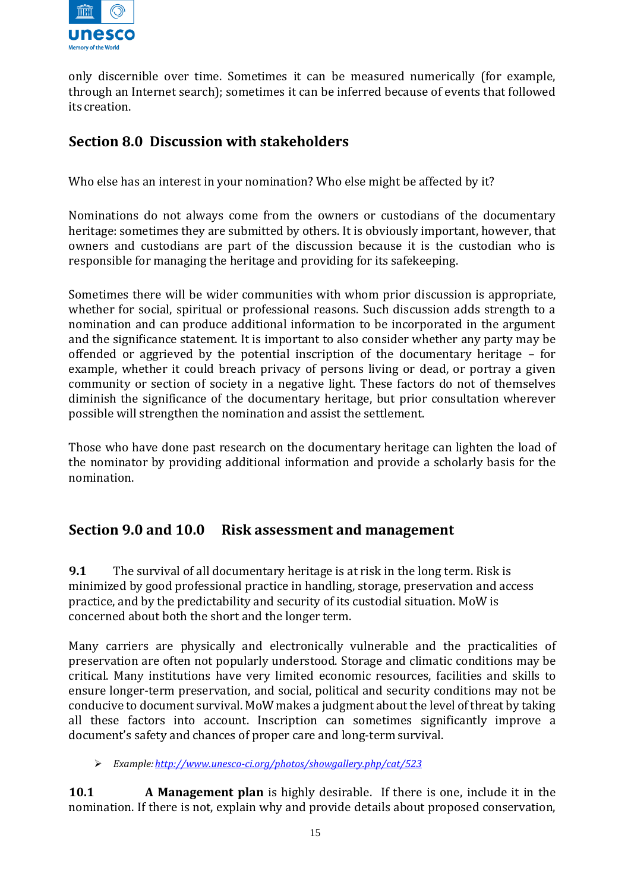only discernible over time. Sometimes it can be measured numerically (for example, through an Internet search); sometimes it can be inferred because of events that followed its creation.

## Section 8.0 Discussion with stakeholders

Who else has an interest in your nomination? Who else might be affected by it?

Nominations do not always come from the owners or custodians of the documentary heritage: sometimes they are submitted by others. It is obviously important, however, that owners and custodians are part of the discussion because it is the custodian who is responsible for managing the heritage and providing for its safekeeping.

Sometimes there will be wider communities with whom prior discussion is appropriate, whether for social, spiritual or professional reasons. Such discussion adds strength to a nomination and can produce additional information to be incorporated in the argument and the significance statement. It is important to also consider whether any party may be offended or aggrieved by the potential inscription of the documentary heritage – for example, whether it could breach privacy of persons living or dead, or portray a given community or section of society in a negative light. These factors do not of themselves diminish the significance of the documentary heritage, but prior consultation wherever possible will strengthen the nomination and assist the settlement.

Those who have done past research on the documentary heritage can lighten the load of the nominator by providing additional information and provide a scholarly basis for the nomination.

## Section 9.0 and 10.0 Risk assessment and management

**9.1** The survival of all documentary heritage is at risk in the long term. Risk is minimized by good professional practice in handling, storage, preservation and access practice, and by the predictability and security of its custodial situation. MoW is concerned about both the short and the longer term.

Many carriers are physically and electronically vulnerable and the practicalities of preservation are often not popularly understood. Storage and climatic conditions may be critical. Many institutions have very limited economic resources, facilities and skills to ensure longer-term preservation, and social, political and security conditions may not be conducive to document survival. MoW makes a judgment about the level of threat by taking all these factors into account. Inscription can sometimes significantly improve a document's safety and chances of proper care and long-term survival.

- *Example: http://www.unesco-ci.org/photos/showgallery.php/cat/523*

**10.1** **A Management plan** is highly desirable. If there is one, include it in the nomination. If there is not, explain why and provide details about proposed conservation,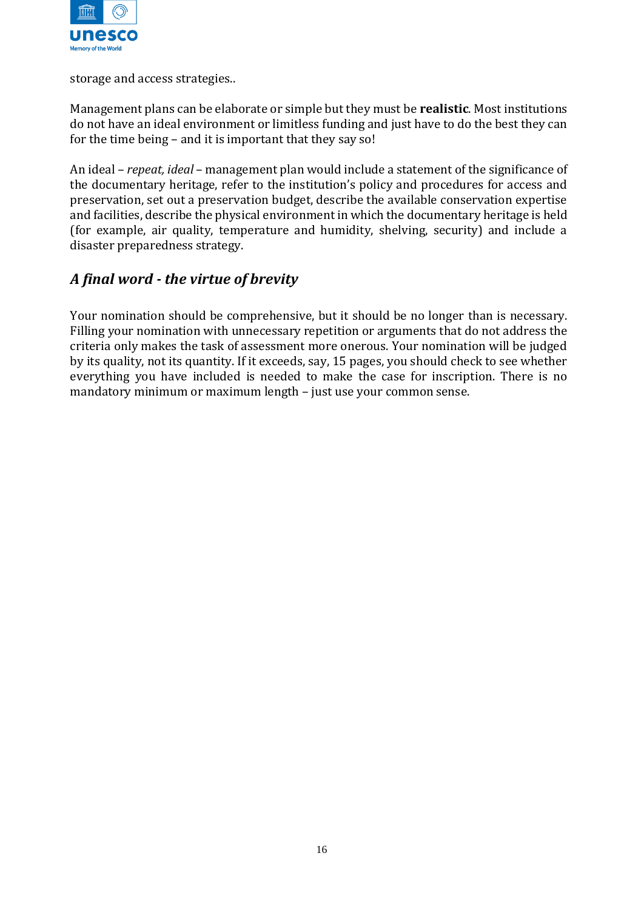storage and access strategies..

Management plans can be elaborate or simple but they must be **realistic**. Most institutions do not have an ideal environment or limitless funding and just have to do the best they can for the time being – and it is important that they say so!

An ideal – *repeat, ideal* – management plan would include a statement of the significance of the documentary heritage, refer to the institution's policy and procedures for access and preservation, set out a preservation budget, describe the available conservation expertise and facilities, describe the physical environment in which the documentary heritage is held (for example, air quality, temperature and humidity, shelving, security) and include a disaster preparedness strategy.

## *A final word - the virtue of brevity*

Your nomination should be comprehensive, but it should be no longer than is necessary. Filling your nomination with unnecessary repetition or arguments that do not address the criteria only makes the task of assessment more onerous. Your nomination will be judged by its quality, not its quantity. If it exceeds, say, 15 pages, you should check to see whether everything you have included is needed to make the case for inscription. There is no mandatory minimum or maximum length – just use your common sense.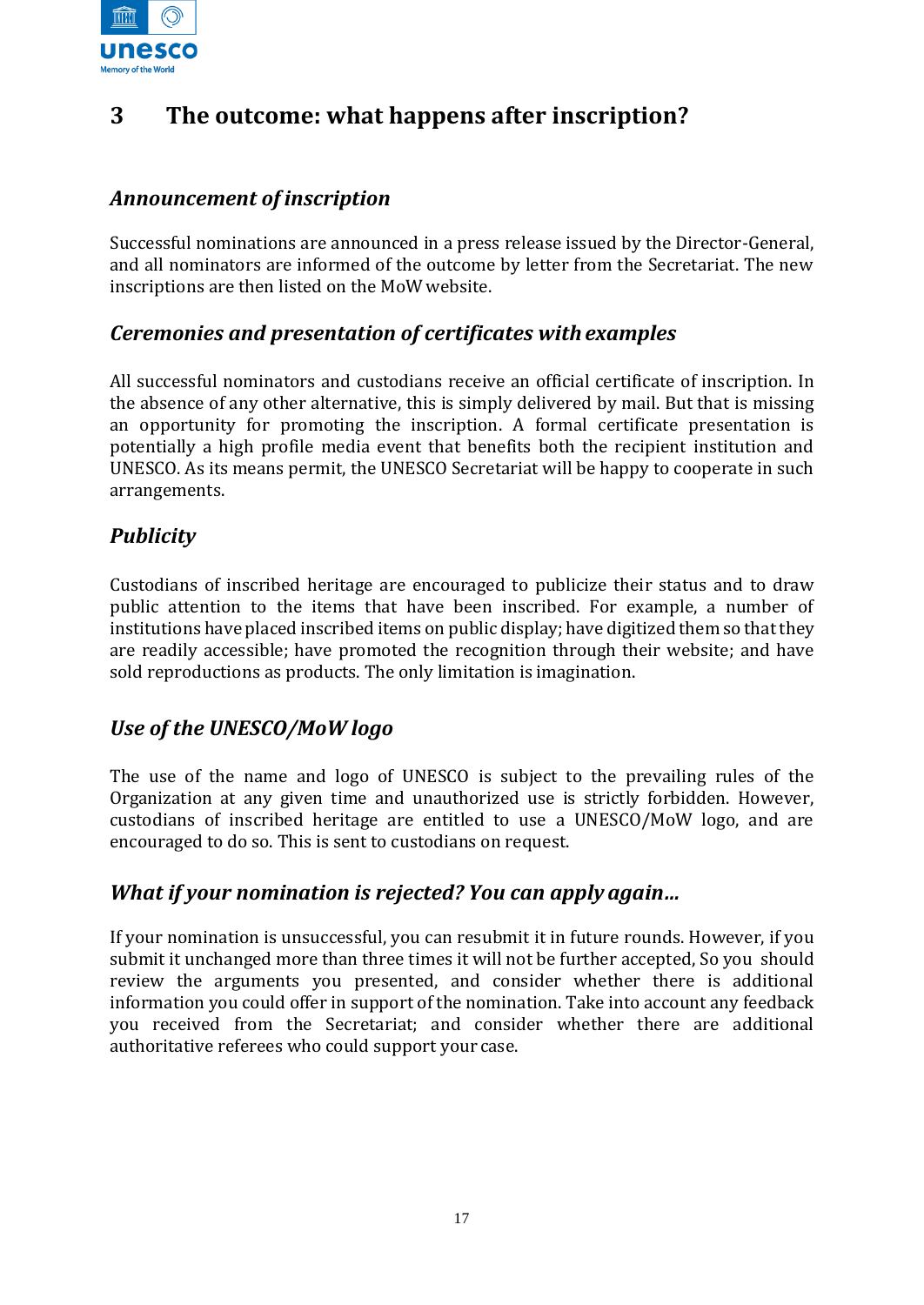# 3 The outcome: what happens after inscription?

### *Announcement of inscription*

Successful nominations are announced in a press release issued by the Director-General, and all nominators are informed of the outcome by letter from the Secretariat. The new inscriptions are then listed on the MoW website.

### *Ceremonies and presentation of certificates with examples*

All successful nominators and custodians receive an official certificate of inscription. In the absence of any other alternative, this is simply delivered by mail. But that is missing an opportunity for promoting the inscription. A formal certificate presentation is potentially a high profile media event that benefits both the recipient institution and UNESCO. As its means permit, the UNESCO Secretariat will be happy to cooperate in such arrangements.

### *Publicity*

Custodians of inscribed heritage are encouraged to publicize their status and to draw public attention to the items that have been inscribed. For example, a number of institutions have placed inscribed items on public display; have digitized them so that they are readily accessible; have promoted the recognition through their website; and have sold reproductions as products. The only limitation is imagination.

### *Use of the UNESCO/MoW logo*

The use of the name and logo of UNESCO is subject to the prevailing rules of the Organization at any given time and unauthorized use is strictly forbidden. However, custodians of inscribed heritage are entitled to use a UNESCO/MoW logo, and are encouraged to do so. This is sent to custodians on request.

### *What if your nomination is rejected? You can apply again…*

If your nomination is unsuccessful, you can resubmit it in future rounds. However, if you submit it unchanged more than three times it will not be further accepted, So you should review the arguments you presented, and consider whether there is additional information you could offer in support of the nomination. Take into account any feedback you received from the Secretariat; and consider whether there are additional authoritative referees who could support your case.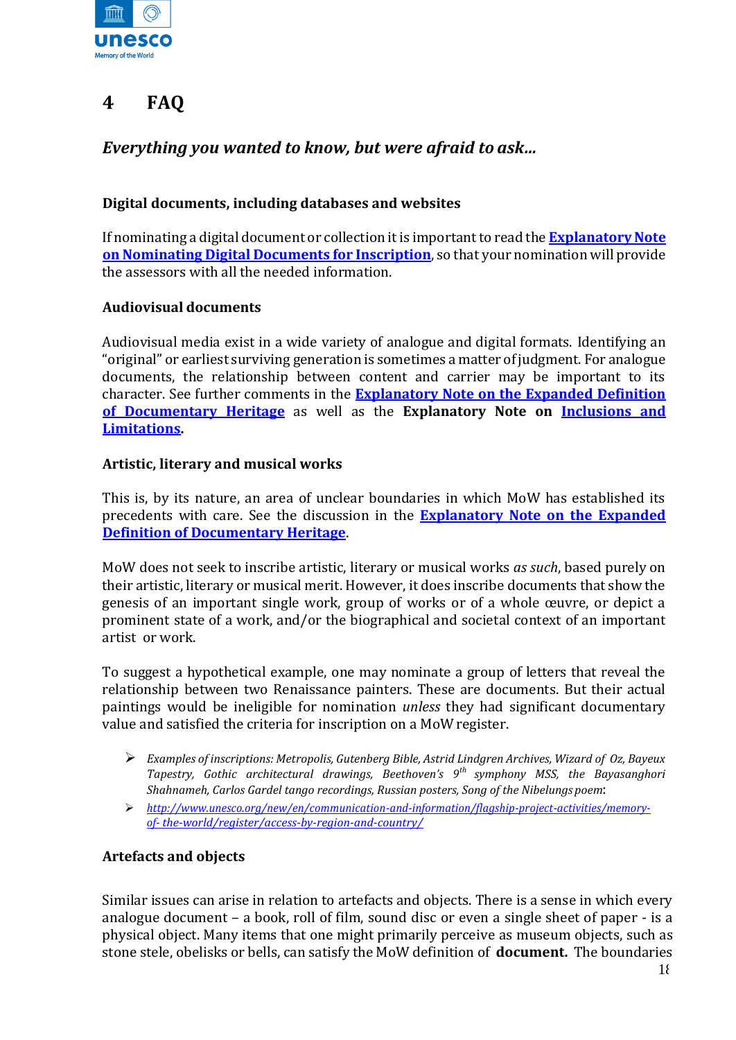# 4 FAQ

## *Everything you wanted to know, but were afraid to ask…*

### Digital documents, including databases and websites

If nominating a digital document or collection it is important to read the **Explanatory Note on Nominating Digital Documents for Inscription**, so that your nomination will provide the assessors with all the needed information.

### Audiovisual documents

Audiovisual media exist in a wide variety of analogue and digital formats. Identifying an "original" or earliest surviving generation is sometimes a matter of judgment. For analogue documents, the relationship between content and carrier may be important to its character. See further comments in the **Explanatory Note on the Expanded Definition of Documentary Heritage** as well as the **Explanatory Note on Inclusions and Limitations**.

### Artistic, literary and musical works

This is, by its nature, an area of unclear boundaries in which MoW has established its precedents with care. See the discussion in the **Explanatory Note on the Expanded Definition of Documentary Heritage**.

MoW does not seek to inscribe artistic, literary or musical works *as such*, based purely on their artistic, literary or musical merit. However, it does inscribe documents that show the genesis of an important single work, group of works or of a whole œuvre, or depict a prominent state of a work, and/or the biographical and societal context of an important artist or work.

To suggest a hypothetical example, one may nominate a group of letters that reveal the relationship between two Renaissance painters. These are documents. But their actual paintings would be ineligible for nomination *unless* they had significant documentary value and satisfied the criteria for inscription on a MoW register.

- *Examples of inscriptions: Metropolis, Gutenberg Bible, Astrid Lindgren Archives, Wizard of Oz, Bayeux Tapestry, Gothic architectural drawings, Beethoven's 9th symphony MSS, the Bayasanghori Shahnameh, Carlos Gardel tango recordings, Russian posters, Song of the Nibelungs poem*:
- *http://www.unesco.org/new/en/communication-and-information/flagship-project-activities/memory-of-the-world/register/access-by-region-and-country/*

### Artefacts and objects

Similar issues can arise in relation to artefacts and objects. There is a sense in which every analogue document – a book, roll of film, sound disc or even a single sheet of paper - is a physical object. Many items that one might primarily perceive as museum objects, such as stone stele, obelisks or bells, can satisfy the MoW definition of **document.** The boundaries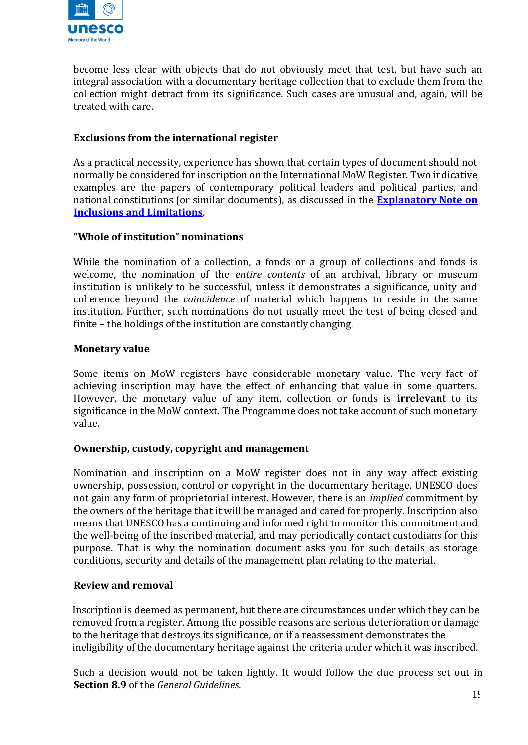become less clear with objects that do not obviously meet that test, but have such an integral association with a documentary heritage collection that to exclude them from the collection might detract from its significance. Such cases are unusual and, again, will be treated with care.

### Exclusions from the international register

As a practical necessity, experience has shown that certain types of document should not normally be considered for inscription on the International MoW Register. Two indicative examples are the papers of contemporary political leaders and political parties, and national constitutions (or similar documents), as discussed in the **Explanatory Note on Inclusions and Limitations**.

### "Whole of institution" nominations

While the nomination of a collection, a fonds or a group of collections and fonds is welcome, the nomination of the *entire contents* of an archival, library or museum institution is unlikely to be successful, unless it demonstrates a significance, unity and coherence beyond the *coincidence* of material which happens to reside in the same institution. Further, such nominations do not usually meet the test of being closed and finite – the holdings of the institution are constantly changing.

### Monetary value

Some items on MoW registers have considerable monetary value. The very fact of achieving inscription may have the effect of enhancing that value in some quarters. However, the monetary value of any item, collection or fonds is **irrelevant** to its significance in the MoW context. The Programme does not take account of such monetary value.

### Ownership, custody, copyright and management

Nomination and inscription on a MoW register does not in any way affect existing ownership, possession, control or copyright in the documentary heritage. UNESCO does not gain any form of proprietorial interest. However, there is an *implied* commitment by the owners of the heritage that it will be managed and cared for properly. Inscription also means that UNESCO has a continuing and informed right to monitor this commitment and the well-being of the inscribed material, and may periodically contact custodians for this purpose. That is why the nomination document asks you for such details as storage conditions, security and details of the management plan relating to the material.

### Review and removal

Inscription is deemed as permanent, but there are circumstances under which they can be removed from a register. Among the possible reasons are serious deterioration or damage to the heritage that destroys its significance, or if a reassessment demonstrates the ineligibility of the documentary heritage against the criteria under which it was inscribed.

Such a decision would not be taken lightly. It would follow the due process set out in **Section 8.9** of the *General Guidelines.*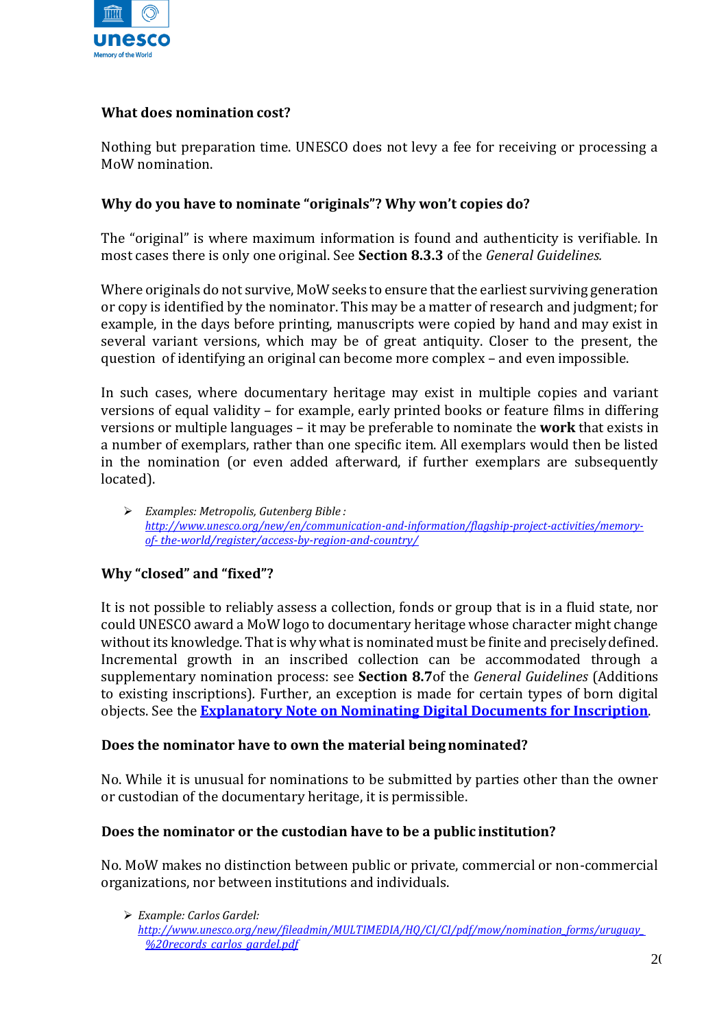### What does nomination cost?

Nothing but preparation time. UNESCO does not levy a fee for receiving or processing a MoW nomination.

### Why do you have to nominate "originals"? Why won't copies do?

The "original" is where maximum information is found and authenticity is verifiable. In most cases there is only one original. See **Section 8.3.3** of the *General Guidelines.*

Where originals do not survive, MoW seeks to ensure that the earliest surviving generation or copy is identified by the nominator. This may be a matter of research and judgment; for example, in the days before printing, manuscripts were copied by hand and may exist in several variant versions, which may be of great antiquity. Closer to the present, the question of identifying an original can become more complex – and even impossible.

In such cases, where documentary heritage may exist in multiple copies and variant versions of equal validity – for example, early printed books or feature films in differing versions or multiple languages – it may be preferable to nominate the **work** that exists in a number of exemplars, rather than one specific item. All exemplars would then be listed in the nomination (or even added afterward, if further exemplars are subsequently located).

- *Examples: Metropolis, Gutenberg Bible :* *http://www.unesco.org/new/en/communication-and-information/flagship-project-activities/memory-of- the-world/register/access-by-region-and-country/*

### Why "closed" and "fixed"?

It is not possible to reliably assess a collection, fonds or group that is in a fluid state, nor could UNESCO award a MoW logo to documentary heritage whose character might change without its knowledge. That is why what is nominated must be finite and precisely defined. Incremental growth in an inscribed collection can be accommodated through a supplementary nomination process: see **Section 8.7**of the *General Guidelines* (Additions to existing inscriptions)*.* Further, an exception is made for certain types of born digital objects. See the **Explanatory Note on Nominating Digital Documents for Inscription**.

### Does the nominator have to own the material being nominated?

No. While it is unusual for nominations to be submitted by parties other than the owner or custodian of the documentary heritage, it is permissible.

### Does the nominator or the custodian have to be a public institution?

No. MoW makes no distinction between public or private, commercial or non-commercial organizations, nor between institutions and individuals.

- *Example: Carlos Gardel:* *http://www.unesco.org/new/fileadmin/MULTIMEDIA/HQ/CI/CI/pdf/mow/nomination_forms/uruguay_%20records_carlos_gardel.pdf*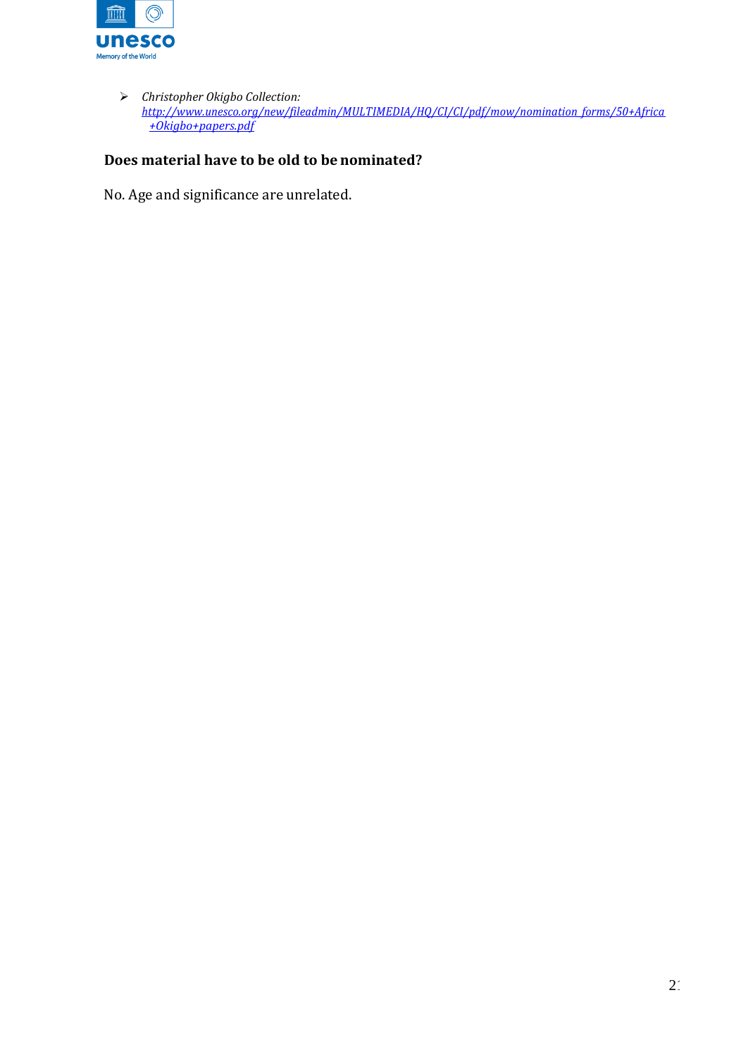- *Christopher Okigbo Collection: [http://www.unesco.org/new/fileadmin/MULTIMEDIA/HQ/CI/CI/pdf/mow/nomination_forms/50+Africa+Okigbo+papers.pdf](http://www.unesco.org/new/fileadmin/MULTIMEDIA/HQ/CI/CI/pdf/mow/nomination_forms/50+Africa+Okigbo+papers.pdf)*

**Does material have to be old to be nominated?**

No. Age and significance are unrelated.